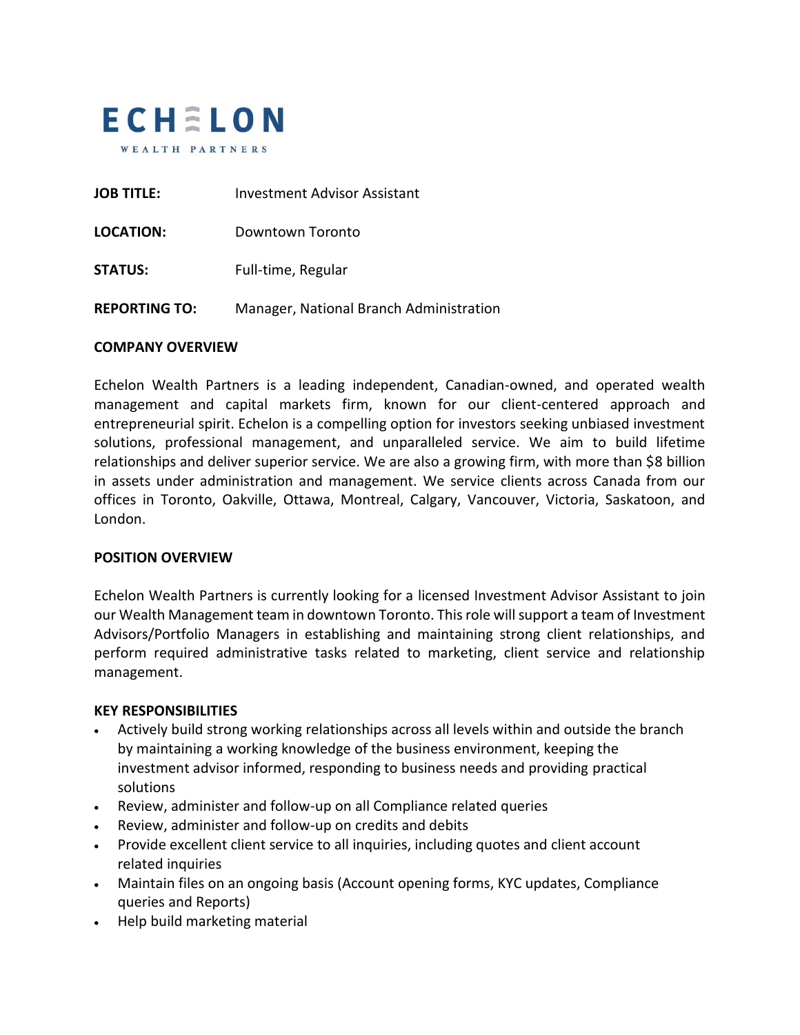# ECHELON

WEALTH PARTNERS

**JOB TITLE:** Investment Advisor Assistant

**LOCATION:** Downtown Toronto

**STATUS:** Full-time, Regular

**REPORTING TO:** Manager, National Branch Administration

## COMPANY OVERVIEW

Echelon Wealth Partners is a leading independent, Canadian-owned, and operated wealth management and capital markets firm, known for our client-centered approach and entrepreneurial spirit. Echelon is a compelling option for investors seeking unbiased investment solutions, professional management, and unparalleled service. We aim to build lifetime relationships and deliver superior service. We are also a growing firm, with more than $8 billion in assets under administration and management. We service clients across Canada from our offices in Toronto, Oakville, Ottawa, Montreal, Calgary, Vancouver, Victoria, Saskatoon, and London.

## POSITION OVERVIEW

Echelon Wealth Partners is currently looking for a licensed Investment Advisor Assistant to join our Wealth Management team in downtown Toronto. This role will support a team of Investment Advisors/Portfolio Managers in establishing and maintaining strong client relationships, and perform required administrative tasks related to marketing, client service and relationship management.

## KEY RESPONSIBILITIES

- Actively build strong working relationships across all levels within and outside the branch by maintaining a working knowledge of the business environment, keeping the investment advisor informed, responding to business needs and providing practical solutions
- Review, administer and follow-up on all Compliance related queries
- Review, administer and follow-up on credits and debits
- Provide excellent client service to all inquiries, including quotes and client account related inquiries
- Maintain files on an ongoing basis (Account opening forms, KYC updates, Compliance queries and Reports)
- Help build marketing material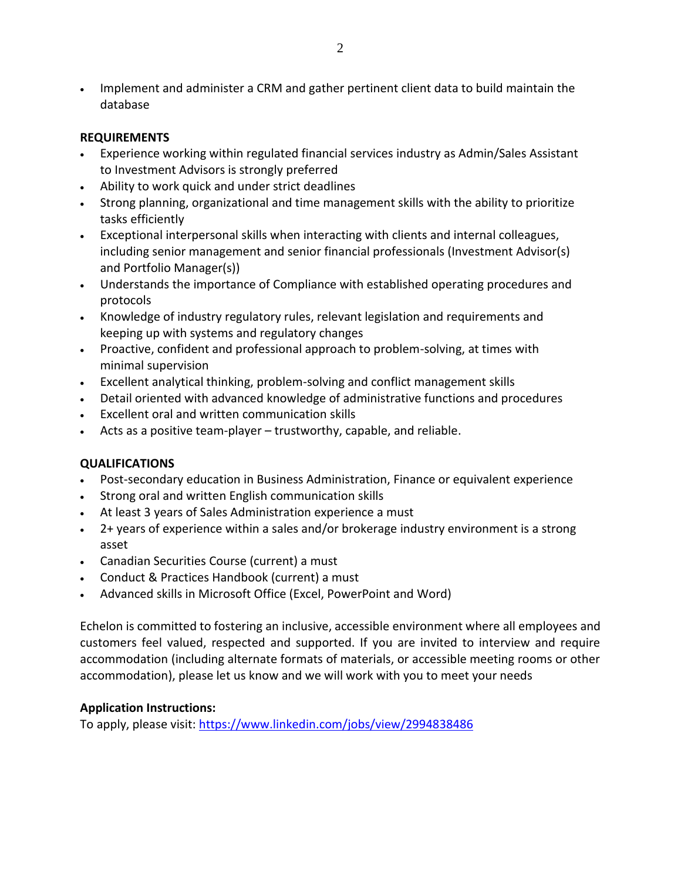- Implement and administer a CRM and gather pertinent client data to build maintain the database

**REQUIREMENTS**

- Experience working within regulated financial services industry as Admin/Sales Assistant to Investment Advisors is strongly preferred
- Ability to work quick and under strict deadlines
- Strong planning, organizational and time management skills with the ability to prioritize tasks efficiently
- Exceptional interpersonal skills when interacting with clients and internal colleagues, including senior management and senior financial professionals (Investment Advisor(s) and Portfolio Manager(s))
- Understands the importance of Compliance with established operating procedures and protocols
- Knowledge of industry regulatory rules, relevant legislation and requirements and keeping up with systems and regulatory changes
- Proactive, confident and professional approach to problem-solving, at times with minimal supervision
- Excellent analytical thinking, problem-solving and conflict management skills
- Detail oriented with advanced knowledge of administrative functions and procedures
- Excellent oral and written communication skills
- Acts as a positive team-player – trustworthy, capable, and reliable.

**QUALIFICATIONS**

- Post-secondary education in Business Administration, Finance or equivalent experience
- Strong oral and written English communication skills
- At least 3 years of Sales Administration experience a must
- 2+ years of experience within a sales and/or brokerage industry environment is a strong asset
- Canadian Securities Course (current) a must
- Conduct & Practices Handbook (current) a must
- Advanced skills in Microsoft Office (Excel, PowerPoint and Word)

Echelon is committed to fostering an inclusive, accessible environment where all employees and customers feel valued, respected and supported. If you are invited to interview and require accommodation (including alternate formats of materials, or accessible meeting rooms or other accommodation), please let us know and we will work with you to meet your needs

**Application Instructions:**
To apply, please visit: https://www.linkedin.com/jobs/view/2994838486